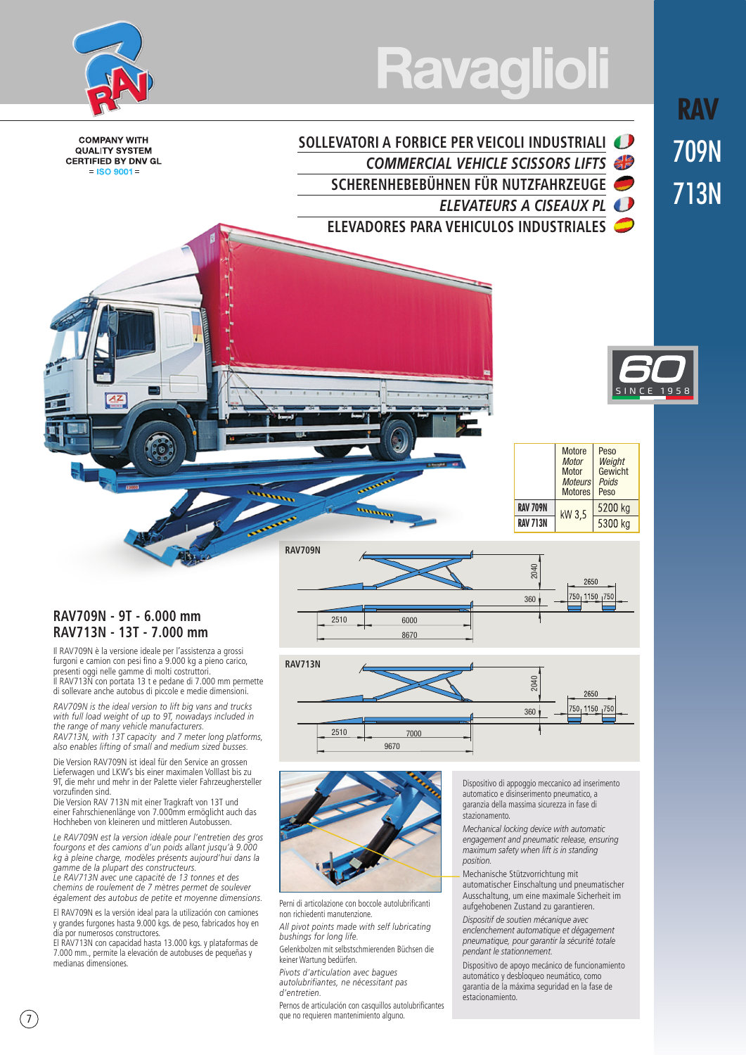# RAV 709N 713N

COMPANY WITH QUALITY SYSTEM CERTIFIED BY DNV GL = ISO 9001 =

## SOLLEVATORI A FORBICE PER VEICOLI INDUSTRIALI
## *COMMERCIAL VEHICLE SCISSORS LIFTS*
## SCHERENHEBEBÜHNEN FÜR NUTZFAHRZEUGE
## *ELEVATEURS A CISEAUX PL*
## ELEVADORES PARA VEHICULOS INDUSTRIALES

| | Motore / *Motor* / Motor / *Moteurs* / Motores | Peso / *Weight* / Gewicht / *Poids* / Peso |
|---|---|---|
| RAV 709N | kW 3,5 | 5200 kg |
| RAV 713N | kW 3,5 | 5300 kg |

**RAV709N**: 2510, 6000, 8670, 2040, 360, 2650, 750, 1150, 750

**RAV713N**: 2510, 7000, 9670, 2040, 360, 2650, 750, 1150, 750

## RAV709N - 9T - 6.000 mm
## RAV713N - 13T - 7.000 mm

Il RAV709N è la versione ideale per l'assistenza a grossi furgoni e camion con pesi fino a 9.000 kg a pieno carico, presenti oggi nelle gamme di molti costruttori.
Il RAV713N con portata 13 t e pedane di 7.000 mm permette di sollevare anche autobus di piccole e medie dimensioni.

*RAV709N is the ideal version to lift big vans and trucks with full load weight of up to 9T, nowadays included in the range of many vehicle manufacturers.*
*RAV713N, with 13T capacity and 7 meter long platforms, also enables lifting of small and medium sized busses.*

Die Version RAV709N ist ideal für den Service an grossen Lieferwagen und LKW's bis einer maximalen Volllast bis zu 9T, die mehr und mehr in der Palette vieler Fahrzeughersteller vorzufinden sind.
Die Version RAV 713N mit einer Tragkraft von 13T und einer Fahrschienenlänge von 7.000mm ermöglicht auch das Hochheben von kleineren und mittleren Autobussen.

*Le RAV709N est la version idéale pour l'entretien des gros fourgons et des camions d'un poids allant jusqu'à 9.000 kg à pleine charge, modèles présents aujourd'hui dans la gamme de la plupart des constructeurs.*
*Le RAV713N avec une capacité de 13 tonnes et des chemins de roulement de 7 mètres permet de soulever également des autobus de petite et moyenne dimensions.*

El RAV709N es la versión ideal para la utilización con camiones y grandes furgones hasta 9.000 kgs. de peso, fabricados hoy en día por numerosos constructores.
El RAV713N con capacidad hasta 13.000 kgs. y plataformas de 7.000 mm., permite la elevación de autobuses de pequeñas y medianas dimensiones.

Perni di articolazione con boccole autolubrificanti non richiedenti manutenzione.

*All pivot points made with self lubricating bushings for long life.*

Gelenkbolzen mit selbstschmierenden Büchsen die keiner Wartung bedürfen.

*Pivots d'articulation avec bagues autolubrifiantes, ne nécessitant pas d'entretien.*

Pernos de articulación con casquillos autolubrificantes que no requieren mantenimiento alguno.

Dispositivo di appoggio meccanico ad inserimento automatico e disinserimento pneumatico, a garanzia della massima sicurezza in fase di stazionamento.

*Mechanical locking device with automatic engagement and pneumatic release, ensuring maximum safety when lift is in standing position.*

Mechanische Stützvorrichtung mit automatischer Einschaltung und pneumatischer Ausschaltung, um eine maximale Sicherheit im aufgehobenen Zustand zu garantieren.

*Dispositif de soutien mécanique avec enclenchement automatique et dégagement pneumatique, pour garantir la sécurité totale pendant le stationnement.*

Dispositivo de apoyo mecánico de funcionamiento automático y desbloqueo neumático, como garantía de la máxima seguridad en la fase de estacionamiento.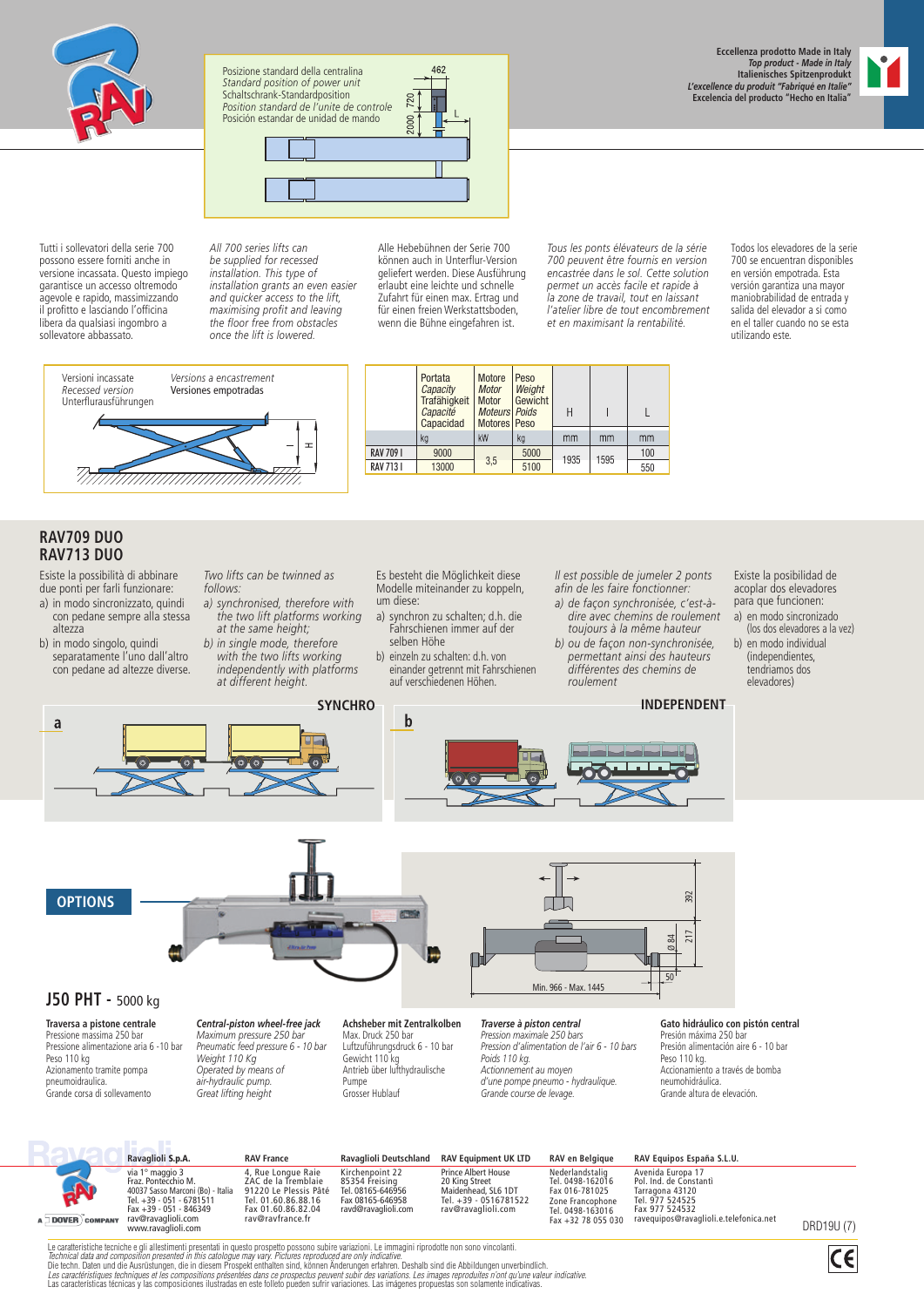Eccellenza prodotto Made in Italy
*Top product - Made in Italy*
Italienisches Spitzenprodukt
*L'excellence du produit "Fabriqué en Italie"*
Excelencia del producto "Hecho en Italia"

Posizione standard della centralina
*Standard position of power unit*
Schaltschrank-Standardposition
*Position standard de l'unite de controle*
Posición estandar de unidad de mando

462
720
2000
L

Tutti i sollevatori della serie 700 possono essere forniti anche in versione incassata. Questo impiego garantisce un accesso oltremodo agevole e rapido, massimizzando il profitto e lasciando l'officina libera da qualsiasi ingombro a sollevatore abbassato.

*All 700 series lifts can be supplied for recessed installation. This type of installation grants an even easier and quicker access to the lift, maximising profit and leaving the floor free from obstacles once the lift is lowered.*

Alle Hebebühnen der Serie 700 können auch in Unterflur-Version geliefert werden. Diese Ausführung erlaubt eine leichte und schnelle Zufahrt für einen max. Ertrag und für einen freien Werkstattsboden, wenn die Bühne eingefahren ist.

*Tous les ponts élévateurs de la série 700 peuvent être fournis en version encastrée dans le sol. Cette solution permet un accès facile et rapide à la zone de travail, tout en laissant l'atelier libre de tout encombrement et en maximisant la rentabilité.*

Todos los elevadores de la serie 700 se encuentran disponibles en versión empotrada. Esta versión garantiza una mayor maniobrabilidad de entrada y salida del elevador a si como en el taller cuando no se esta utilizando este.

Versioni incassate
*Recessed version*
Unterflurausführungen
*Versions a encastrement*
Versiones empotradas

H
I

| | Portata / *Capacity* / Trafähigkeit / *Capacité* / Capacidad | Motore / *Motor* / Motor / *Moteurs* / Motores | Peso / *Weight* / Gewicht / *Poids* / Peso | H | I | L |
|---|---|---|---|---|---|---|
| | kg | kW | kg | mm | mm | mm |
| RAV 709 I | 9000 | 3,5 | 5000 | 1935 | 1595 | 100 |
| RAV 713 I | 13000 | 3,5 | 5100 | 1935 | 1595 | 550 |

## RAV709 DUO
## RAV713 DUO

Esiste la possibilità di abbinare due ponti per farli funzionare:
a) in modo sincronizzato, quindi con pedane sempre alla stessa altezza
b) in modo singolo, quindi separatamente l'uno dall'altro con pedane ad altezze diverse.

*Two lifts can be twinned as follows:*
*a) synchronised, therefore with the two lift platforms working at the same height;*
*b) in single mode, therefore with the two lifts working independently with platforms at different height.*

Es besteht die Möglichkeit diese Modelle miteinander zu koppeln, um diese:
a) synchron zu schalten; d.h. die Fahrschienen immer auf der selben Höhe
b) einzeln zu schalten: d.h. von einander getrennt mit Fahrschienen auf verschiedenen Höhen.

*Il est possible de jumeler 2 ponts afin de les faire fonctionner:*
*a) de façon synchronisée, c'est-à-dire avec chemins de roulement toujours à la même hauteur*
*b) ou de façon non-synchronisée, permettant ainsi des hauteurs différentes des chemins de roulement*

Existe la posibilidad de acoplar dos elevadores para que funcionen:
a) en modo sincronizado (los dos elevadores a la vez)
b) en modo individual (independientes, tendriamos dos elevadores)

**a** SYNCHRO

**b** INDEPENDENT

## OPTIONS

392
217
Ø 84
50
Min. 966 - Max. 1445

## J50 PHT - 5000 kg

**Traversa a pistone centrale**
Pressione massima 250 bar
Pressione alimentazione aria 6 -10 bar
Peso 110 kg
Azionamento tramite pompa pneumoidraulica.
Grande corsa di sollevamento

***Central-piston wheel-free jack***
*Maximum pressure 250 bar*
*Pneumatic feed pressure 6 - 10 bar*
*Weight 110 Kg*
*Operated by means of air-hydraulic pump.*
*Great lifting height*

**Achsheber mit Zentralkolben**
Max. Druck 250 bar
Luftzuführungsdruck 6 - 10 bar
Gewicht 110 kg
Antrieb über lufthydraulische Pumpe
Grosser Hublauf

***Traverse à piston central***
*Pression maximale 250 bars*
*Pression d'alimentation de l'air 6 - 10 bars*
*Poids 110 kg.*
*Actionnement au moyen d'une pompe pneumo - hydraulique.*
*Grande course de levage.*

**Gato hidráulico con pistón central**
Presión máxima 250 bar
Presión alimentación aire 6 - 10 bar
Peso 110 kg.
Accionamiento a través de bomba neumohidráulica.
Grande altura de elevación.

**Ravaglioli S.p.A.**
via 1° maggio 3
Fraz. Pontecchio M.
40037 Sasso Marconi (Bo) - Italia
Tel. +39 - 051 - 6781511
Fax +39 - 051 - 846349
rav@ravaglioli.com
www.ravaglioli.com

A DOVER COMPANY

**RAV France**
4, Rue Longue Raie
ZAC de la Tremblaie
91220 Le Plessis Pâté
Tel. 01.60.86.88.16
Fax 01.60.86.82.04
rav@ravfrance.fr

**Ravaglioli Deutschland**
Kirchenpoint 22
85354 Freising
Tel. 08165-646956
Fax 08165-646958
ravd@ravaglioli.com

**RAV Equipment UK LTD**
Prince Albert House
20 King Street
Maidenhead, SL6 1DT
Tel. +39 - 0516781522
rav@ravaglioli.com

**RAV en Belgique**
Nederlandstalig
Tel. 0498-162016
Fax 016-781025
Zone Francophone
Tel. 0498-163016
Fax +32 78 055 030

**RAV Equipos España S.L.U.**
Avenida Europa 17
Pol. Ind. de Constanti
Tarragona 43120
Tel. 977 524525
Fax 977 524532
ravequipos@ravaglioli.e.telefonica.net

DRD19U (7)

Le caratteristiche tecniche e gli allestimenti presentati in questo prospetto possono subire variazioni. Le immagini riprodotte non sono vincolanti.
*Technical data and composition presented in this catalogue may vary. Pictures reproduced are only indicative.*
Die techn. Daten und die Ausrüstungen, die in diesem Prospekt enthalten sind, können Änderungen erfahren. Deshalb sind die Abbildungen unverbindlich.
*Les caractéristiques techniques et les compositions présentées dans ce prospectus peuvent subir des variations. Les images reproduites n'ont qu'une valeur indicative.*
Las características técnicas y las composiciones ilustradas en este folleto pueden sufrir variaciones. Las imágenes propuestas son solamente indicativas.